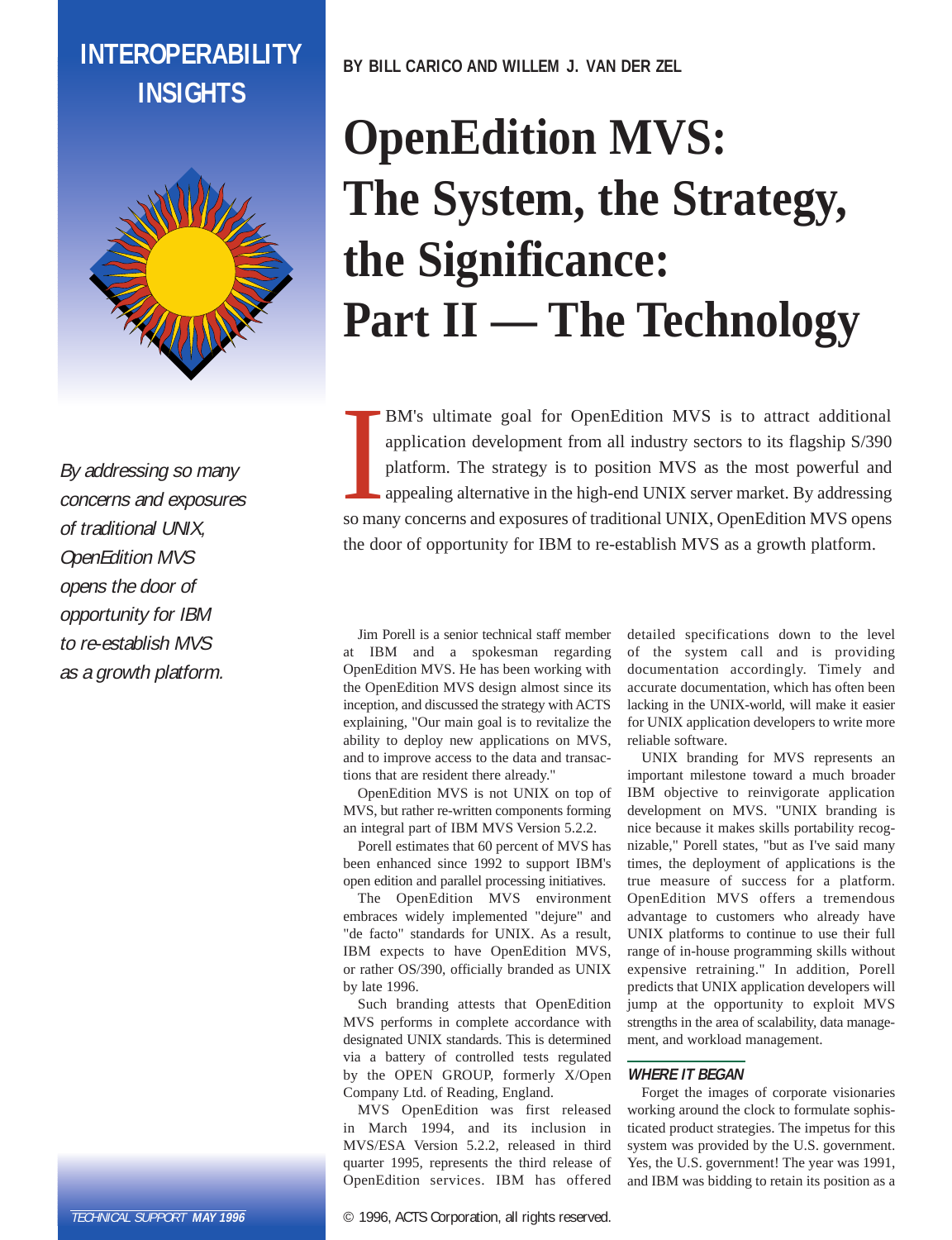INTEROPERABILITY INSIGHTS

BY BILL CARICO AND WILLEM J. VAN DER ZEL

# OpenEdition MVS: The System, the Strategy, the Significance: Part II — The Technology

*By addressing so many concerns and exposures of traditional UNIX, OpenEdition MVS opens the door of opportunity for IBM to re-establish MVS as a growth platform.*

IBM's ultimate goal for OpenEdition MVS is to attract additional application development from all industry sectors to its flagship S/390 platform. The strategy is to position MVS as the most powerful and appealing alternative in the high-end UNIX server market. By addressing so many concerns and exposures of traditional UNIX, OpenEdition MVS opens the door of opportunity for IBM to re-establish MVS as a growth platform.

Jim Porell is a senior technical staff member at IBM and a spokesman regarding OpenEdition MVS. He has been working with the OpenEdition MVS design almost since its inception, and discussed the strategy with ACTS explaining, "Our main goal is to revitalize the ability to deploy new applications on MVS, and to improve access to the data and transactions that are resident there already."

OpenEdition MVS is not UNIX on top of MVS, but rather re-written components forming an integral part of IBM MVS Version 5.2.2.

Porell estimates that 60 percent of MVS has been enhanced since 1992 to support IBM's open edition and parallel processing initiatives.

The OpenEdition MVS environment embraces widely implemented "dejure" and "de facto" standards for UNIX. As a result, IBM expects to have OpenEdition MVS, or rather OS/390, officially branded as UNIX by late 1996.

Such branding attests that OpenEdition MVS performs in complete accordance with designated UNIX standards. This is determined via a battery of controlled tests regulated by the OPEN GROUP, formerly X/Open Company Ltd. of Reading, England.

MVS OpenEdition was first released in March 1994, and its inclusion in MVS/ESA Version 5.2.2, released in third quarter 1995, represents the third release of OpenEdition services. IBM has offered detailed specifications down to the level of the system call and is providing documentation accordingly. Timely and accurate documentation, which has often been lacking in the UNIX-world, will make it easier for UNIX application developers to write more reliable software.

UNIX branding for MVS represents an important milestone toward a much broader IBM objective to reinvigorate application development on MVS. "UNIX branding is nice because it makes skills portability recognizable," Porell states, "but as I've said many times, the deployment of applications is the true measure of success for a platform. OpenEdition MVS offers a tremendous advantage to customers who already have UNIX platforms to continue to use their full range of in-house programming skills without expensive retraining." In addition, Porell predicts that UNIX application developers will jump at the opportunity to exploit MVS strengths in the area of scalability, data management, and workload management.

## WHERE IT BEGAN

Forget the images of corporate visionaries working around the clock to formulate sophisticated product strategies. The impetus for this system was provided by the U.S. government. Yes, the U.S. government! The year was 1991, and IBM was bidding to retain its position as a

© 1996, ACTS Corporation, all rights reserved.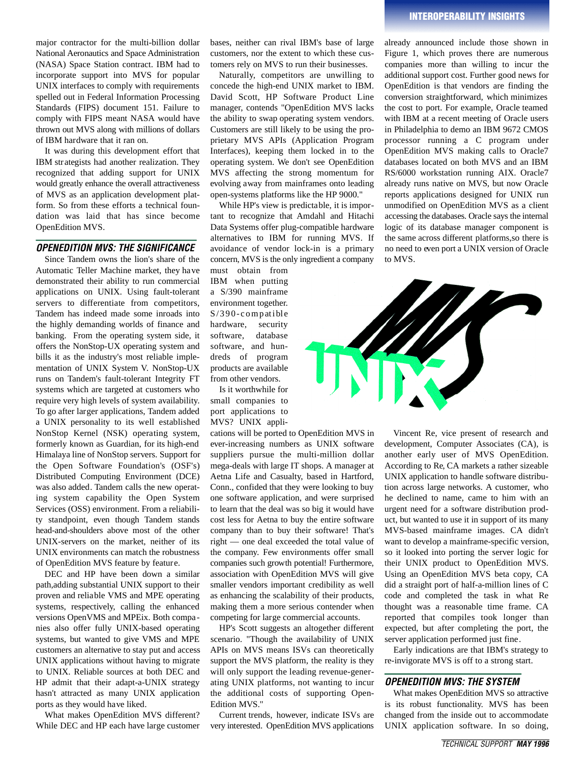major contractor for the multi-billion dollar National Aeronautics and Space Administration (NASA) Space Station contract. IBM had to incorporate support into MVS for popular UNIX interfaces to comply with requirements spelled out in Federal Information Processing Standards (FIPS) document 151. Failure to comply with FIPS meant NASA would have thrown out MVS along with millions of dollars of IBM hardware that it ran on.

It was during this development effort that IBM strategists had another realization. They recognized that adding support for UNIX would greatly enhance the overall attractiveness of MVS as an application development platform. So from these efforts a technical foundation was laid that has since become OpenEdition MVS.

## OPENEDITION MVS: THE SIGNIFICANCE

Since Tandem owns the lion's share of the Automatic Teller Machine market, they have demonstrated their ability to run commercial applications on UNIX. Using fault-tolerant servers to differentiate from competitors, Tandem has indeed made some inroads into the highly demanding worlds of finance and banking. From the operating system side, it offers the NonStop-UX operating system and bills it as the industry's most reliable implementation of UNIX System V. NonStop-UX runs on Tandem's fault-tolerant Integrity FT systems which are targeted at customers who require very high levels of system availability. To go after larger applications, Tandem added a UNIX personality to its well established NonStop Kernel (NSK) operating system, formerly known as Guardian, for its high-end Himalaya line of NonStop servers. Support for the Open Software Foundation's (OSF's) Distributed Computing Environment (DCE) was also added. Tandem calls the new operating system capability the Open System Services (OSS) environment. From a reliability standpoint, even though Tandem stands head-and-shoulders above most of the other UNIX-servers on the market, neither of its UNIX environments can match the robustness of OpenEdition MVS feature by feature.

DEC and HP have been down a similar path,adding substantial UNIX support to their proven and reliable VMS and MPE operating systems, respectively, calling the enhanced versions OpenVMS and MPEix. Both companies also offer fully UNIX-based operating systems, but wanted to give VMS and MPE customers an alternative to stay put and access UNIX applications without having to migrate to UNIX. Reliable sources at both DEC and HP admit that their adapt-a-UNIX strategy hasn't attracted as many UNIX application ports as they would have liked.

What makes OpenEdition MVS different? While DEC and HP each have large customer bases, neither can rival IBM's base of large customers, nor the extent to which these customers rely on MVS to run their businesses.

Naturally, competitors are unwilling to concede the high-end UNIX market to IBM. David Scott, HP Software Product Line manager, contends "OpenEdition MVS lacks the ability to swap operating system vendors. Customers are still likely to be using the proprietary MVS APIs (Application Program Interfaces), keeping them locked in to the operating system. We don't see OpenEdition MVS affecting the strong momentum for evolving away from mainframes onto leading open-systems platforms like the HP 9000."

While HP's view is predictable, it is important to recognize that Amdahl and Hitachi Data Systems offer plug-compatible hardware alternatives to IBM for running MVS. If avoidance of vendor lock-in is a primary concern, MVS is the only ingredient a company must obtain from IBM when putting a S/390 mainframe environment together. S/390-compatible hardware, security software, database software, and hundreds of program products are available from other vendors.

Is it worthwhile for small companies to port applications to MVS? UNIX applications will be ported to OpenEdition MVS in ever-increasing numbers as UNIX software suppliers pursue the multi-million dollar mega-deals with large IT shops. A manager at Aetna Life and Casualty, based in Hartford, Conn., confided that they were looking to buy one software application, and were surprised to learn that the deal was so big it would have cost less for Aetna to buy the entire software company than to buy their software! That's right — one deal exceeded the total value of the company. Few environments offer small companies such growth potential! Furthermore, association with OpenEdition MVS will give smaller vendors important credibility as well as enhancing the scalability of their products, making them a more serious contender when competing for large commercial accounts.

HP's Scott suggests an altogether different scenario. "Though the availability of UNIX APIs on MVS means ISVs can theoretically support the MVS platform, the reality is they will only support the leading revenue-generating UNIX platforms, not wanting to incur the additional costs of supporting OpenEdition MVS."

Current trends, however, indicate ISVs are very interested. OpenEdition MVS applications already announced include those shown in Figure 1, which proves there are numerous companies more than willing to incur the additional support cost. Further good news for OpenEdition is that vendors are finding the conversion straightforward, which minimizes the cost to port. For example, Oracle teamed with IBM at a recent meeting of Oracle users in Philadelphia to demo an IBM 9672 CMOS processor running a C program under OpenEdition MVS making calls to Oracle7 databases located on both MVS and an IBM RS/6000 workstation running AIX. Oracle7 already runs native on MVS, but now Oracle reports applications designed for UNIX run unmodified on OpenEdition MVS as a client accessing the databases. Oracle says the internal logic of its database manager component is the same across different platforms,so there is no need to even port a UNIX version of Oracle to MVS.

Vincent Re, vice present of research and development, Computer Associates (CA), is another early user of MVS OpenEdition. According to Re, CA markets a rather sizeable UNIX application to handle software distribution across large networks. A customer, who he declined to name, came to him with an urgent need for a software distribution product, but wanted to use it in support of its many MVS-based mainframe images. CA didn't want to develop a mainframe-specific version, so it looked into porting the server logic for their UNIX product to OpenEdition MVS. Using an OpenEdition MVS beta copy, CA did a straight port of half-a-million lines of C code and completed the task in what Re thought was a reasonable time frame. CA reported that compiles took longer than expected, but after completing the port, the server application performed just fine.

Early indications are that IBM's strategy to re-invigorate MVS is off to a strong start.

## OPENEDITION MVS: THE SYSTEM

What makes OpenEdition MVS so attractive is its robust functionality. MVS has been changed from the inside out to accommodate UNIX application software. In so doing,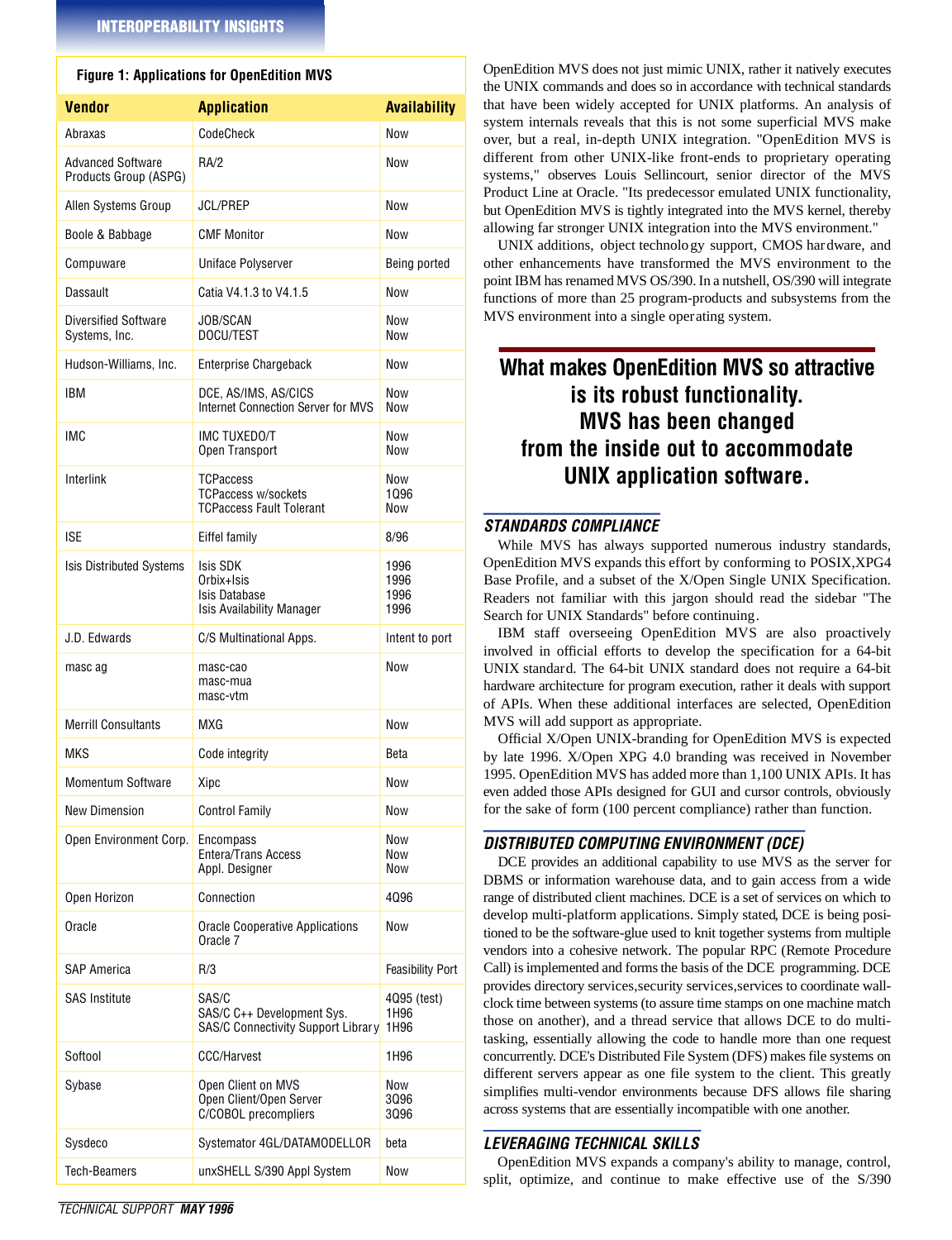**Figure 1: Applications for OpenEdition MVS**

| Vendor | Application | Availability |
|---|---|---|
| Abraxas | CodeCheck | Now |
| Advanced Software Products Group (ASPG) | RA/2 | Now |
| Allen Systems Group | JCL/PREP | Now |
| Boole & Babbage | CMF Monitor | Now |
| Compuware | Uniface Polyserver | Being ported |
| Dassault | Catia V4.1.3 to V4.1.5 | Now |
| Diversified Software Systems, Inc. | JOB/SCAN<br>DOCU/TEST | Now<br>Now |
| Hudson-Williams, Inc. | Enterprise Chargeback | Now |
| IBM | DCE, AS/IMS, AS/CICS<br>Internet Connection Server for MVS | Now<br>Now |
| IMC | IMC TUXEDO/T<br>Open Transport | Now<br>Now |
| Interlink | TCPaccess<br>TCPaccess w/sockets<br>TCPaccess Fault Tolerant | Now<br>1Q96<br>Now |
| ISE | Eiffel family | 8/96 |
| Isis Distributed Systems | Isis SDK<br>Orbix+Isis<br>Isis Database<br>Isis Availability Manager | 1996<br>1996<br>1996<br>1996 |
| J.D. Edwards | C/S Multinational Apps. | Intent to port |
| masc ag | masc-cao<br>masc-mua<br>masc-vtm | Now |
| Merrill Consultants | MXG | Now |
| MKS | Code integrity | Beta |
| Momentum Software | Xipc | Now |
| New Dimension | Control Family | Now |
| Open Environment Corp. | Encompass<br>Entera/Trans Access<br>Appl. Designer | Now<br>Now<br>Now |
| Open Horizon | Connection | 4Q96 |
| Oracle | Oracle Cooperative Applications<br>Oracle 7 | Now |
| SAP America | R/3 | Feasibility Port |
| SAS Institute | SAS/C<br>SAS/C C++ Development Sys.<br>SAS/C Connectivity Support Library | 4Q95 (test)<br>1H96<br>1H96 |
| Softool | CCC/Harvest | 1H96 |
| Sybase | Open Client on MVS<br>Open Client/Open Server<br>C/COBOL precompliers | Now<br>3Q96<br>3Q96 |
| Sysdeco | Systemator 4GL/DATAMODELLOR | beta |
| Tech-Beamers | unxSHELL S/390 Appl System | Now |

OpenEdition MVS does not just mimic UNIX, rather it natively executes the UNIX commands and does so in accordance with technical standards that have been widely accepted for UNIX platforms. An analysis of system internals reveals that this is not some superficial MVS make over, but a real, in-depth UNIX integration. "OpenEdition MVS is different from other UNIX-like front-ends to proprietary operating systems," observes Louis Sellincourt, senior director of the MVS Product Line at Oracle. "Its predecessor emulated UNIX functionality, but OpenEdition MVS is tightly integrated into the MVS kernel, thereby allowing far stronger UNIX integration into the MVS environment."

UNIX additions, object technology support, CMOS hardware, and other enhancements have transformed the MVS environment to the point IBM has renamed MVS OS/390. In a nutshell, OS/390 will integrate functions of more than 25 program-products and subsystems from the MVS environment into a single operating system.

**What makes OpenEdition MVS so attractive is its robust functionality. MVS has been changed from the inside out to accommodate UNIX application software.**

### STANDARDS COMPLIANCE

While MVS has always supported numerous industry standards, OpenEdition MVS expands this effort by conforming to POSIX,XPG4 Base Profile, and a subset of the X/Open Single UNIX Specification. Readers not familiar with this jargon should read the sidebar "The Search for UNIX Standards" before continuing.

IBM staff overseeing OpenEdition MVS are also proactively involved in official efforts to develop the specification for a 64-bit UNIX standard. The 64-bit UNIX standard does not require a 64-bit hardware architecture for program execution, rather it deals with support of APIs. When these additional interfaces are selected, OpenEdition MVS will add support as appropriate.

Official X/Open UNIX-branding for OpenEdition MVS is expected by late 1996. X/Open XPG 4.0 branding was received in November 1995. OpenEdition MVS has added more than 1,100 UNIX APIs. It has even added those APIs designed for GUI and cursor controls, obviously for the sake of form (100 percent compliance) rather than function.

### DISTRIBUTED COMPUTING ENVIRONMENT (DCE)

DCE provides an additional capability to use MVS as the server for DBMS or information warehouse data, and to gain access from a wide range of distributed client machines. DCE is a set of services on which to develop multi-platform applications. Simply stated, DCE is being positioned to be the software-glue used to knit together systems from multiple vendors into a cohesive network. The popular RPC (Remote Procedure Call) is implemented and forms the basis of the DCE programming. DCE provides directory services,security services,services to coordinate wall-clock time between systems (to assure time stamps on one machine match those on another), and a thread service that allows DCE to do multi-tasking, essentially allowing the code to handle more than one request concurrently. DCE's Distributed File System (DFS) makes file systems on different servers appear as one file system to the client. This greatly simplifies multi-vendor environments because DFS allows file sharing across systems that are essentially incompatible with one another.

### LEVERAGING TECHNICAL SKILLS

OpenEdition MVS expands a company's ability to manage, control, split, optimize, and continue to make effective use of the S/390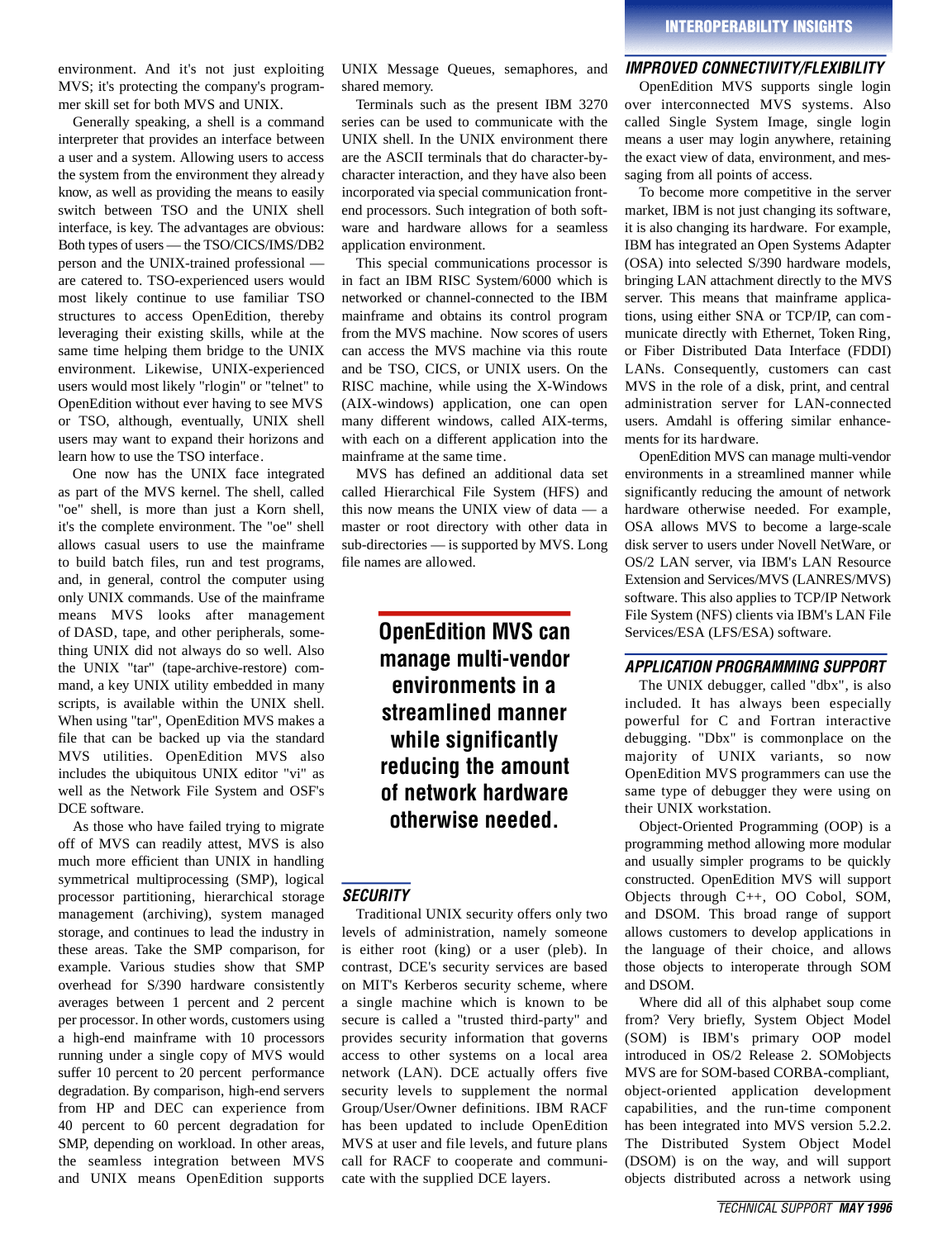environment. And it's not just exploiting MVS; it's protecting the company's programmer skill set for both MVS and UNIX.

Generally speaking, a shell is a command interpreter that provides an interface between a user and a system. Allowing users to access the system from the environment they already know, as well as providing the means to easily switch between TSO and the UNIX shell interface, is key. The advantages are obvious: Both types of users — the TSO/CICS/IMS/DB2 person and the UNIX-trained professional — are catered to. TSO-experienced users would most likely continue to use familiar TSO structures to access OpenEdition, thereby leveraging their existing skills, while at the same time helping them bridge to the UNIX environment. Likewise, UNIX-experienced users would most likely "rlogin" or "telnet" to OpenEdition without ever having to see MVS or TSO, although, eventually, UNIX shell users may want to expand their horizons and learn how to use the TSO interface.

One now has the UNIX face integrated as part of the MVS kernel. The shell, called "oe" shell, is more than just a Korn shell, it's the complete environment. The "oe" shell allows casual users to use the mainframe to build batch files, run and test programs, and, in general, control the computer using only UNIX commands. Use of the mainframe means MVS looks after management of DASD, tape, and other peripherals, something UNIX did not always do so well. Also the UNIX "tar" (tape-archive-restore) command, a key UNIX utility embedded in many scripts, is available within the UNIX shell. When using "tar", OpenEdition MVS makes a file that can be backed up via the standard MVS utilities. OpenEdition MVS also includes the ubiquitous UNIX editor "vi" as well as the Network File System and OSF's DCE software.

As those who have failed trying to migrate off of MVS can readily attest, MVS is also much more efficient than UNIX in handling symmetrical multiprocessing (SMP), logical processor partitioning, hierarchical storage management (archiving), system managed storage, and continues to lead the industry in these areas. Take the SMP comparison, for example. Various studies show that SMP overhead for S/390 hardware consistently averages between 1 percent and 2 percent per processor. In other words, customers using a high-end mainframe with 10 processors running under a single copy of MVS would suffer 10 percent to 20 percent performance degradation. By comparison, high-end servers from HP and DEC can experience from 40 percent to 60 percent degradation for SMP, depending on workload. In other areas, the seamless integration between MVS and UNIX means OpenEdition supports UNIX Message Queues, semaphores, and shared memory.

Terminals such as the present IBM 3270 series can be used to communicate with the UNIX shell. In the UNIX environment there are the ASCII terminals that do character-by-character interaction, and they have also been incorporated via special communication front-end processors. Such integration of both software and hardware allows for a seamless application environment.

This special communications processor is in fact an IBM RISC System/6000 which is networked or channel-connected to the IBM mainframe and obtains its control program from the MVS machine. Now scores of users can access the MVS machine via this route and be TSO, CICS, or UNIX users. On the RISC machine, while using the X-Windows (AIX-windows) application, one can open many different windows, called AIX-terms, with each on a different application into the mainframe at the same time.

MVS has defined an additional data set called Hierarchical File System (HFS) and this now means the UNIX view of data — a master or root directory with other data in sub-directories — is supported by MVS. Long file names are allowed.

> **OpenEdition MVS can manage multi-vendor environments in a streamlined manner while significantly reducing the amount of network hardware otherwise needed.**

## SECURITY

Traditional UNIX security offers only two levels of administration, namely someone is either root (king) or a user (pleb). In contrast, DCE's security services are based on MIT's Kerberos security scheme, where a single machine which is known to be secure is called a "trusted third-party" and provides security information that governs access to other systems on a local area network (LAN). DCE actually offers five security levels to supplement the normal Group/User/Owner definitions. IBM RACF has been updated to include OpenEdition MVS at user and file levels, and future plans call for RACF to cooperate and communicate with the supplied DCE layers.

## IMPROVED CONNECTIVITY/FLEXIBILITY

OpenEdition MVS supports single login over interconnected MVS systems. Also called Single System Image, single login means a user may login anywhere, retaining the exact view of data, environment, and messaging from all points of access.

To become more competitive in the server market, IBM is not just changing its software, it is also changing its hardware. For example, IBM has integrated an Open Systems Adapter (OSA) into selected S/390 hardware models, bringing LAN attachment directly to the MVS server. This means that mainframe applications, using either SNA or TCP/IP, can communicate directly with Ethernet, Token Ring, or Fiber Distributed Data Interface (FDDI) LANs. Consequently, customers can cast MVS in the role of a disk, print, and central administration server for LAN-connected users. Amdahl is offering similar enhancements for its hardware.

OpenEdition MVS can manage multi-vendor environments in a streamlined manner while significantly reducing the amount of network hardware otherwise needed. For example, OSA allows MVS to become a large-scale disk server to users under Novell NetWare, or OS/2 LAN server, via IBM's LAN Resource Extension and Services/MVS (LANRES/MVS) software. This also applies to TCP/IP Network File System (NFS) clients via IBM's LAN File Services/ESA (LFS/ESA) software.

## APPLICATION PROGRAMMING SUPPORT

The UNIX debugger, called "dbx", is also included. It has always been especially powerful for C and Fortran interactive debugging. "Dbx" is commonplace on the majority of UNIX variants, so now OpenEdition MVS programmers can use the same type of debugger they were using on their UNIX workstation.

Object-Oriented Programming (OOP) is a programming method allowing more modular and usually simpler programs to be quickly constructed. OpenEdition MVS will support Objects through C++, OO Cobol, SOM, and DSOM. This broad range of support allows customers to develop applications in the language of their choice, and allows those objects to interoperate through SOM and DSOM.

Where did all of this alphabet soup come from? Very briefly, System Object Model (SOM) is IBM's primary OOP model introduced in OS/2 Release 2. SOMobjects MVS are for SOM-based CORBA-compliant, object-oriented application development capabilities, and the run-time component has been integrated into MVS version 5.2.2. The Distributed System Object Model (DSOM) is on the way, and will support objects distributed across a network using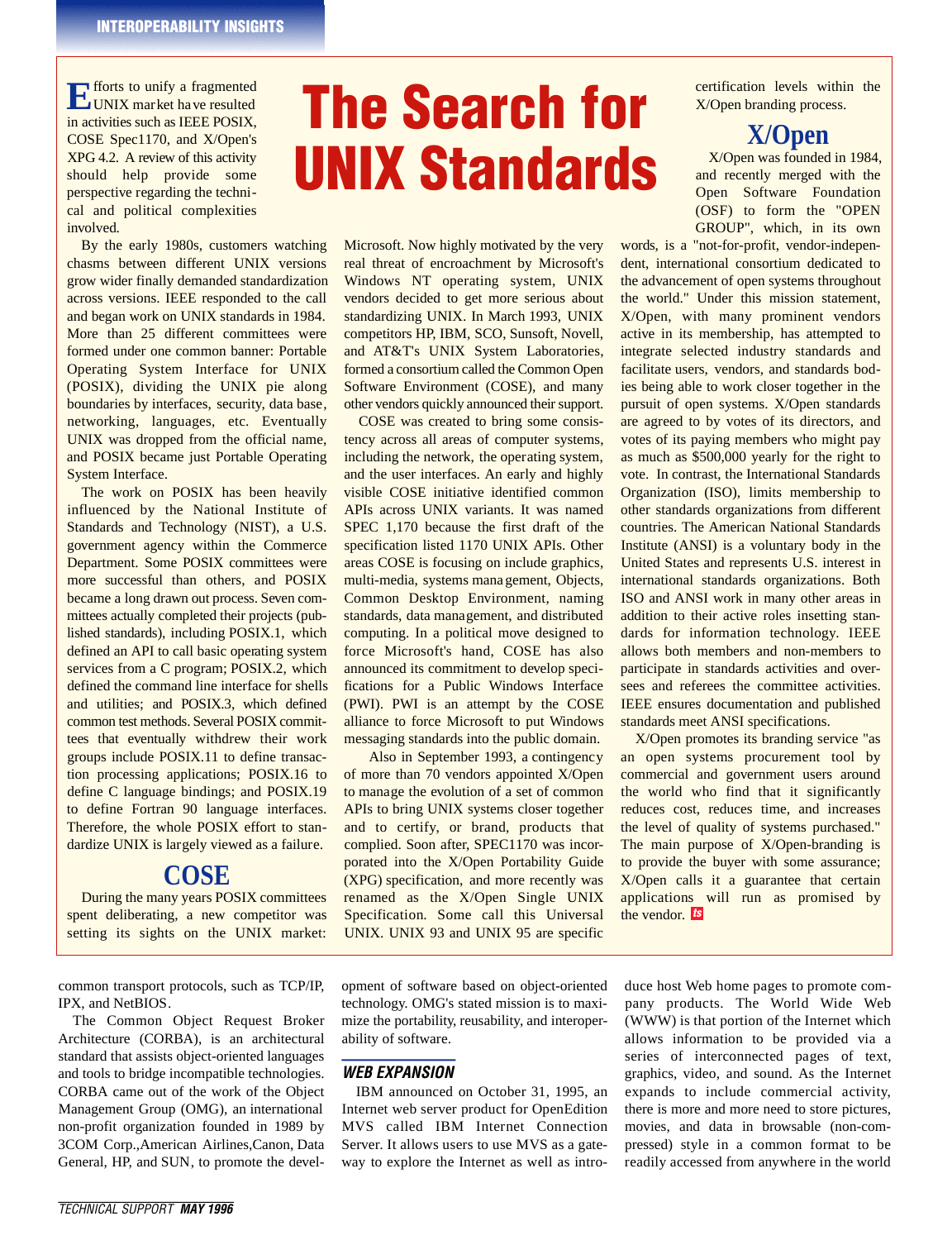# The Search for UNIX Standards

Efforts to unify a fragmented UNIX market have resulted in activities such as IEEE POSIX, COSE Spec1170, and X/Open's XPG 4.2. A review of this activity should help provide some perspective regarding the technical and political complexities involved.

By the early 1980s, customers watching chasms between different UNIX versions grow wider finally demanded standardization across versions. IEEE responded to the call and began work on UNIX standards in 1984. More than 25 different committees were formed under one common banner: Portable Operating System Interface for UNIX (POSIX), dividing the UNIX pie along boundaries by interfaces, security, data base, networking, languages, etc. Eventually UNIX was dropped from the official name, and POSIX became just Portable Operating System Interface.

The work on POSIX has been heavily influenced by the National Institute of Standards and Technology (NIST), a U.S. government agency within the Commerce Department. Some POSIX committees were more successful than others, and POSIX became a long drawn out process. Seven committees actually completed their projects (published standards), including POSIX.1, which defined an API to call basic operating system services from a C program; POSIX.2, which defined the command line interface for shells and utilities; and POSIX.3, which defined common test methods. Several POSIX committees that eventually withdrew their work groups include POSIX.11 to define transaction processing applications; POSIX.16 to define C language bindings; and POSIX.19 to define Fortran 90 language interfaces. Therefore, the whole POSIX effort to standardize UNIX is largely viewed as a failure.

## COSE

During the many years POSIX committees spent deliberating, a new competitor was setting its sights on the UNIX market: Microsoft. Now highly motivated by the very real threat of encroachment by Microsoft's Windows NT operating system, UNIX vendors decided to get more serious about standardizing UNIX. In March 1993, UNIX competitors HP, IBM, SCO, Sunsoft, Novell, and AT&T's UNIX System Laboratories, formed a consortium called the Common Open Software Environment (COSE), and many other vendors quickly announced their support.

COSE was created to bring some consistency across all areas of computer systems, including the network, the operating system, and the user interfaces. An early and highly visible COSE initiative identified common APIs across UNIX variants. It was named SPEC 1,170 because the first draft of the specification listed 1170 UNIX APIs. Other areas COSE is focusing on include graphics, multi-media, systems management, Objects, Common Desktop Environment, naming standards, data management, and distributed computing. In a political move designed to force Microsoft's hand, COSE has also announced its commitment to develop specifications for a Public Windows Interface (PWI). PWI is an attempt by the COSE alliance to force Microsoft to put Windows messaging standards into the public domain.

Also in September 1993, a contingency of more than 70 vendors appointed X/Open to manage the evolution of a set of common APIs to bring UNIX systems closer together and to certify, or brand, products that complied. Soon after, SPEC1170 was incorporated into the X/Open Portability Guide (XPG) specification, and more recently was renamed as the X/Open Single UNIX Specification. Some call this Universal UNIX. UNIX 93 and UNIX 95 are specific certification levels within the X/Open branding process.

## X/Open

X/Open was founded in 1984, and recently merged with the Open Software Foundation (OSF) to form the "OPEN GROUP", which, in its own words, is a "not-for-profit, vendor-independent, international consortium dedicated to the advancement of open systems throughout the world." Under this mission statement, X/Open, with many prominent vendors active in its membership, has attempted to integrate selected industry standards and facilitate users, vendors, and standards bodies being able to work closer together in the pursuit of open systems. X/Open standards are agreed to by votes of its directors, and votes of its paying members who might pay as much as $500,000 yearly for the right to vote. In contrast, the International Standards Organization (ISO), limits membership to other standards organizations from different countries. The American National Standards Institute (ANSI) is a voluntary body in the United States and represents U.S. interest in international standards organizations. Both ISO and ANSI work in many other areas in addition to their active roles insetting standards for information technology. IEEE allows both members and non-members to participate in standards activities and oversees and referees the committee activities. IEEE ensures documentation and published standards meet ANSI specifications.

X/Open promotes its branding service "as an open systems procurement tool by commercial and government users around the world who find that it significantly reduces cost, reduces time, and increases the level of quality of systems purchased." The main purpose of X/Open-branding is to provide the buyer with some assurance; X/Open calls it a guarantee that certain applications will run as promised by the vendor.

---

common transport protocols, such as TCP/IP, IPX, and NetBIOS.

The Common Object Request Broker Architecture (CORBA), is an architectural standard that assists object-oriented languages and tools to bridge incompatible technologies. CORBA came out of the work of the Object Management Group (OMG), an international non-profit organization founded in 1989 by 3COM Corp.,American Airlines,Canon, Data General, HP, and SUN, to promote the development of software based on object-oriented technology. OMG's stated mission is to maximize the portability, reusability, and interoperability of software.

### WEB EXPANSION

IBM announced on October 31, 1995, an Internet web server product for OpenEdition MVS called IBM Internet Connection Server. It allows users to use MVS as a gateway to explore the Internet as well as introduce host Web home pages to promote company products. The World Wide Web (WWW) is that portion of the Internet which allows information to be provided via a series of interconnected pages of text, graphics, video, and sound. As the Internet expands to include commercial activity, there is more and more need to store pictures, movies, and data in browsable (non-compressed) style in a common format to be readily accessed from anywhere in the world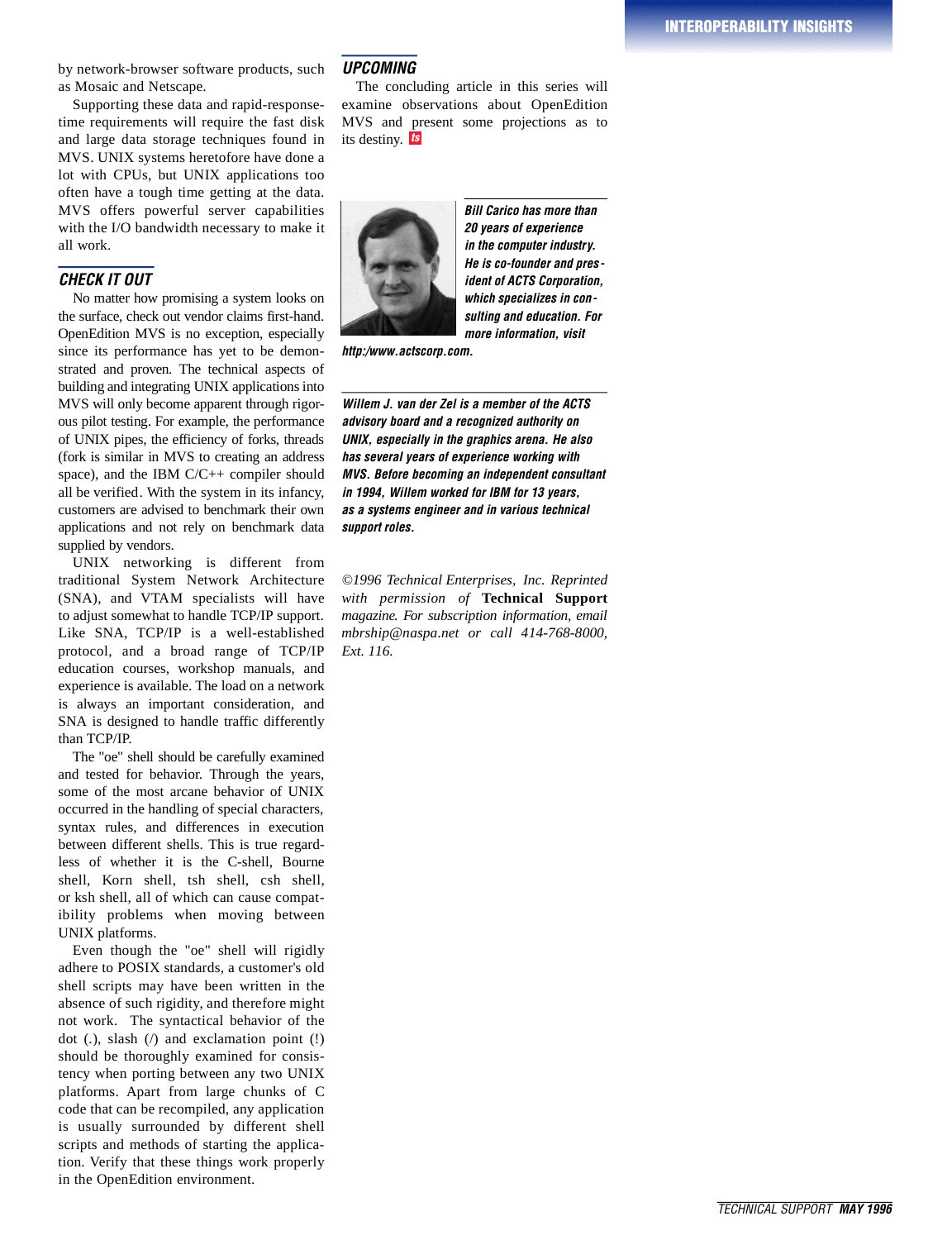by network-browser software products, such as Mosaic and Netscape.

Supporting these data and rapid-response-time requirements will require the fast disk and large data storage techniques found in MVS. UNIX systems heretofore have done a lot with CPUs, but UNIX applications too often have a tough time getting at the data. MVS offers powerful server capabilities with the I/O bandwidth necessary to make it all work.

## CHECK IT OUT

No matter how promising a system looks on the surface, check out vendor claims first-hand. OpenEdition MVS is no exception, especially since its performance has yet to be demonstrated and proven. The technical aspects of building and integrating UNIX applications into MVS will only become apparent through rigorous pilot testing. For example, the performance of UNIX pipes, the efficiency of forks, threads (fork is similar in MVS to creating an address space), and the IBM C/C++ compiler should all be verified. With the system in its infancy, customers are advised to benchmark their own applications and not rely on benchmark data supplied by vendors.

UNIX networking is different from traditional System Network Architecture (SNA), and VTAM specialists will have to adjust somewhat to handle TCP/IP support. Like SNA, TCP/IP is a well-established protocol, and a broad range of TCP/IP education courses, workshop manuals, and experience is available. The load on a network is always an important consideration, and SNA is designed to handle traffic differently than TCP/IP.

The "oe" shell should be carefully examined and tested for behavior. Through the years, some of the most arcane behavior of UNIX occurred in the handling of special characters, syntax rules, and differences in execution between different shells. This is true regardless of whether it is the C-shell, Bourne shell, Korn shell, tsh shell, csh shell, or ksh shell, all of which can cause compatibility problems when moving between UNIX platforms.

Even though the "oe" shell will rigidly adhere to POSIX standards, a customer's old shell scripts may have been written in the absence of such rigidity, and therefore might not work. The syntactical behavior of the dot (.), slash (/) and exclamation point (!) should be thoroughly examined for consistency when porting between any two UNIX platforms. Apart from large chunks of C code that can be recompiled, any application is usually surrounded by different shell scripts and methods of starting the application. Verify that these things work properly in the OpenEdition environment.

## UPCOMING

The concluding article in this series will examine observations about OpenEdition MVS and present some projections as to its destiny.

***Bill Carico has more than 20 years of experience in the computer industry. He is co-founder and president of ACTS Corporation, which specializes in consulting and education. For more information, visit http:/www.actscorp.com.***

***Willem J. van der Zel is a member of the ACTS advisory board and a recognized authority on UNIX, especially in the graphics arena. He also has several years of experience working with MVS. Before becoming an independent consultant in 1994, Willem worked for IBM for 13 years, as a systems engineer and in various technical support roles.***

*©1996 Technical Enterprises, Inc. Reprinted with permission of* **Technical Support** *magazine. For subscription information, email mbrship@naspa.net or call 414-768-8000, Ext. 116.*